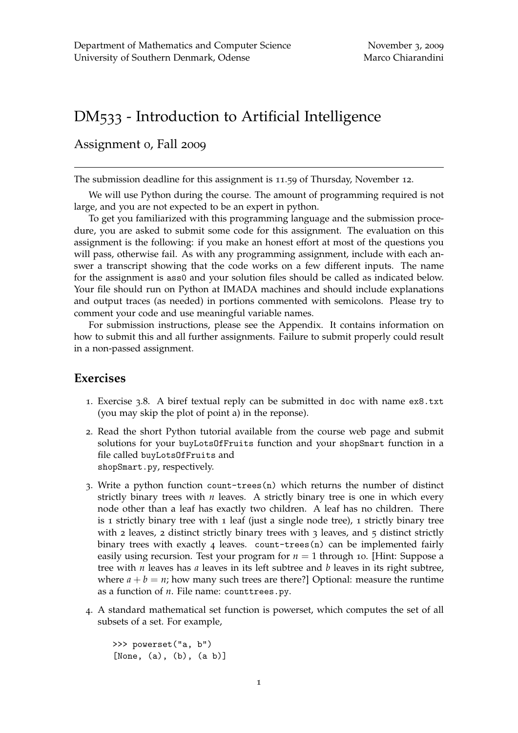Department of Mathematics and Computer Science
University of Southern Denmark, Odense

November 3, 2009
Marco Chiarandini

# DM533 - Introduction to Artificial Intelligence

## Assignment 0, Fall 2009

---

The submission deadline for this assignment is 11.59 of Thursday, November 12.

We will use Python during the course. The amount of programming required is not large, and you are not expected to be an expert in python.

To get you familiarized with this programming language and the submission procedure, you are asked to submit some code for this assignment. The evaluation on this assignment is the following: if you make an honest effort at most of the questions you will pass, otherwise fail. As with any programming assignment, include with each answer a transcript showing that the code works on a few different inputs. The name for the assignment is `ass0` and your solution files should be called as indicated below. Your file should run on Python at IMADA machines and should include explanations and output traces (as needed) in portions commented with semicolons. Please try to comment your code and use meaningful variable names.

For submission instructions, please see the Appendix. It contains information on how to submit this and all further assignments. Failure to submit properly could result in a non-passed assignment.

### Exercises

1. Exercise 3.8. A biref textual reply can be submitted in `doc` with name `ex8.txt` (you may skip the plot of point a) in the reponse).

2. Read the short Python tutorial available from the course web page and submit solutions for your `buyLotsOfFruits` function and your `shopSmart` function in a file called `buyLotsOfFruits` and `shopSmart.py`, respectively.

3. Write a python function `count-trees(n)` which returns the number of distinct strictly binary trees with $n$ leaves. A strictly binary tree is one in which every node other than a leaf has exactly two children. A leaf has no children. There is 1 strictly binary tree with 1 leaf (just a single node tree), 1 strictly binary tree with 2 leaves, 2 distinct strictly binary trees with 3 leaves, and 5 distinct strictly binary trees with exactly 4 leaves. `count-trees(n)` can be implemented fairly easily using recursion. Test your program for $n = 1$ through 10. [Hint: Suppose a tree with $n$ leaves has $a$ leaves in its left subtree and $b$ leaves in its right subtree, where $a + b = n$; how many such trees are there?] Optional: measure the runtime as a function of $n$. File name: `counttrees.py`.

4. A standard mathematical set function is powerset, which computes the set of all subsets of a set. For example,

```
>>> powerset("a, b")
[None, (a), (b), (a b)]
```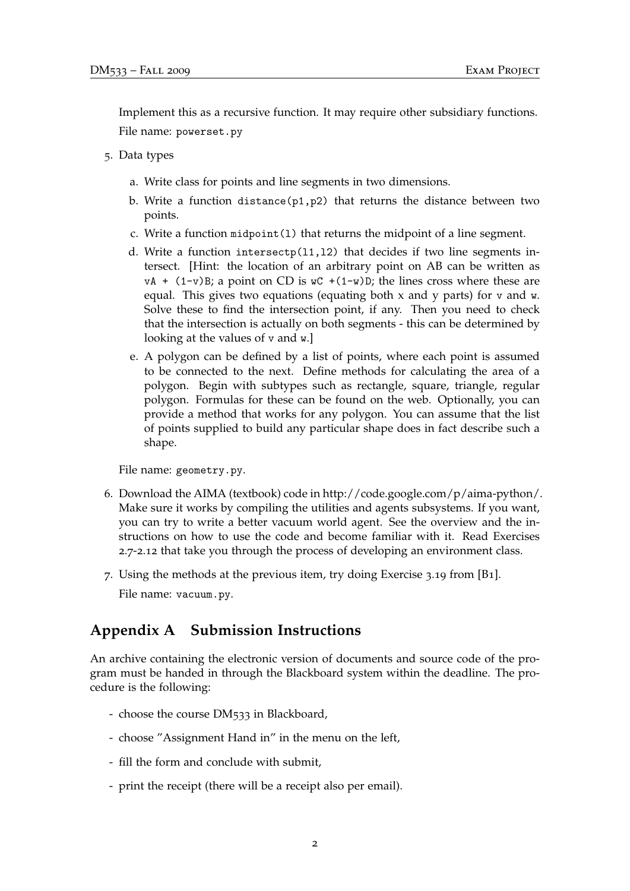Implement this as a recursive function. It may require other subsidiary functions.

File name: `powerset.py`

5. Data types

   a. Write class for points and line segments in two dimensions.

   b. Write a function `distance(p1,p2)` that returns the distance between two points.

   c. Write a function `midpoint(l)` that returns the midpoint of a line segment.

   d. Write a function `intersectp(l1,l2)` that decides if two line segments intersect. [Hint: the location of an arbitrary point on AB can be written as `vA + (1-v)B`; a point on CD is `wC +(1-w)D`; the lines cross where these are equal. This gives two equations (equating both x and y parts) for `v` and `w`. Solve these to find the intersection point, if any. Then you need to check that the intersection is actually on both segments - this can be determined by looking at the values of `v` and `w`.]

   e. A polygon can be defined by a list of points, where each point is assumed to be connected to the next. Define methods for calculating the area of a polygon. Begin with subtypes such as rectangle, square, triangle, regular polygon. Formulas for these can be found on the web. Optionally, you can provide a method that works for any polygon. You can assume that the list of points supplied to build any particular shape does in fact describe such a shape.

   File name: `geometry.py`.

6. Download the AIMA (textbook) code in http://code.google.com/p/aima-python/. Make sure it works by compiling the utilities and agents subsystems. If you want, you can try to write a better vacuum world agent. See the overview and the instructions on how to use the code and become familiar with it. Read Exercises 2.7-2.12 that take you through the process of developing an environment class.

7. Using the methods at the previous item, try doing Exercise 3.19 from [B1].

   File name: `vacuum.py`.

## Appendix A Submission Instructions

An archive containing the electronic version of documents and source code of the program must be handed in through the Blackboard system within the deadline. The procedure is the following:

- choose the course DM533 in Blackboard,
- choose "Assignment Hand in" in the menu on the left,
- fill the form and conclude with submit,
- print the receipt (there will be a receipt also per email).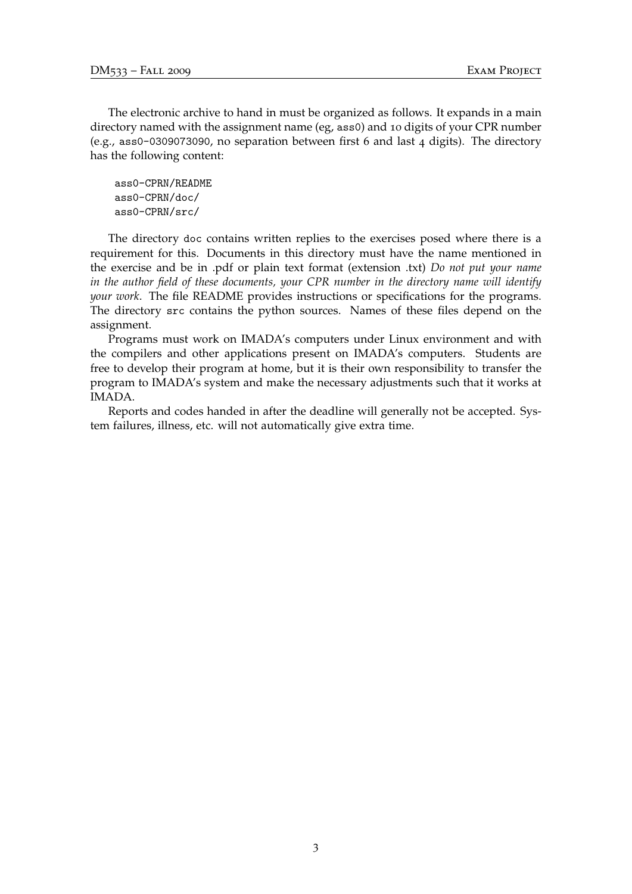The electronic archive to hand in must be organized as follows. It expands in a main directory named with the assignment name (eg, `ass0`) and 10 digits of your CPR number (e.g., `ass0-0309073090`, no separation between first 6 and last 4 digits). The directory has the following content:

```
ass0-CPRN/README
ass0-CPRN/doc/
ass0-CPRN/src/
```

The directory `doc` contains written replies to the exercises posed where there is a requirement for this. Documents in this directory must have the name mentioned in the exercise and be in .pdf or plain text format (extension .txt) *Do not put your name in the author field of these documents, your CPR number in the directory name will identify your work.* The file README provides instructions or specifications for the programs. The directory `src` contains the python sources. Names of these files depend on the assignment.

Programs must work on IMADA's computers under Linux environment and with the compilers and other applications present on IMADA's computers. Students are free to develop their program at home, but it is their own responsibility to transfer the program to IMADA's system and make the necessary adjustments such that it works at IMADA.

Reports and codes handed in after the deadline will generally not be accepted. System failures, illness, etc. will not automatically give extra time.